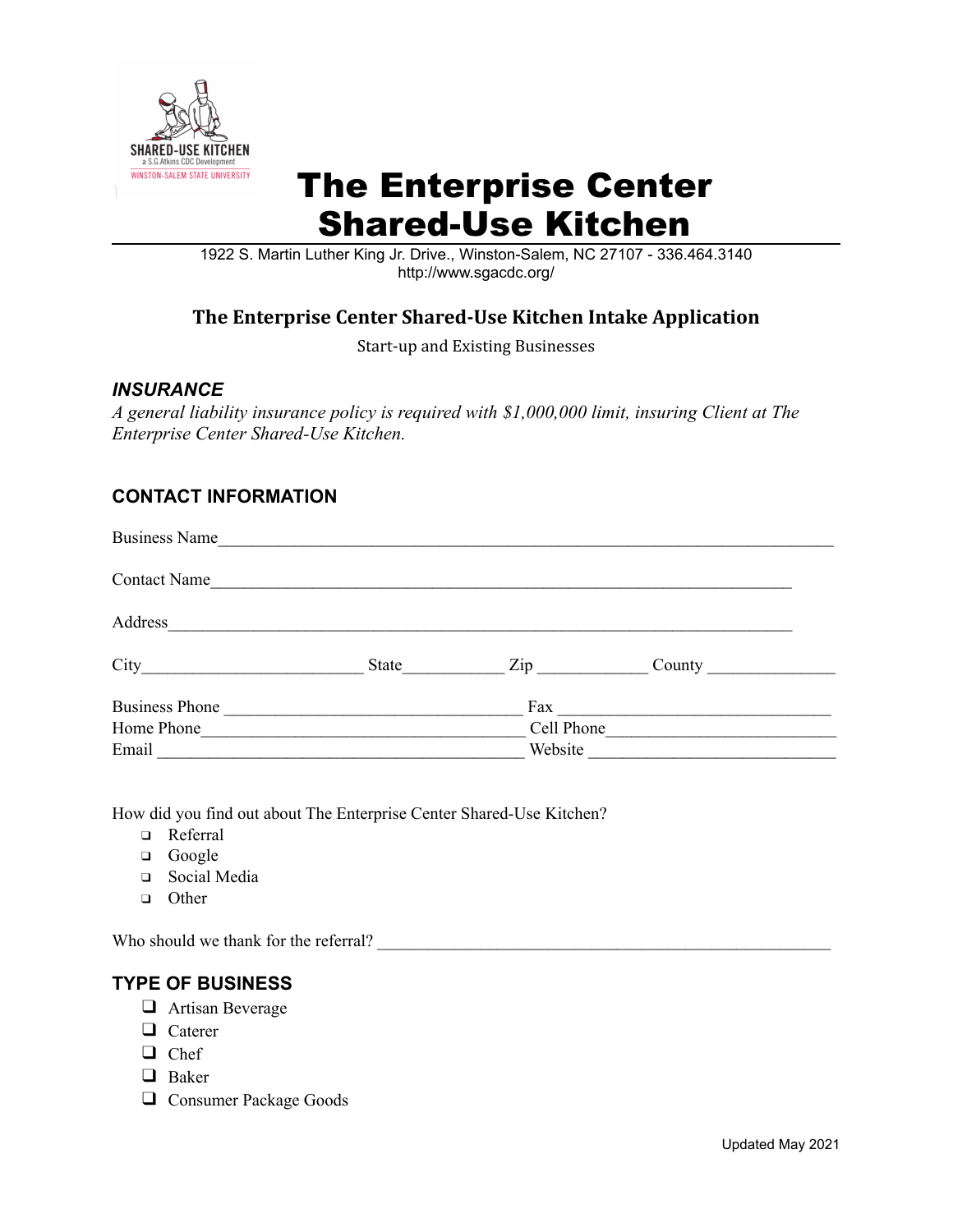# The Enterprise Center Shared-Use Kitchen

1922 S. Martin Luther King Jr. Drive., Winston-Salem, NC 27107 - 336.464.3140
http://www.sgacdc.org/

## The Enterprise Center Shared-Use Kitchen Intake Application

Start-up and Existing Businesses

### *INSURANCE*

*A general liability insurance policy is required with $1,000,000 limit, insuring Client at The Enterprise Center Shared-Use Kitchen.*

### CONTACT INFORMATION

Business Name___________________________________________________________________________

Contact Name______________________________________________________________________

Address___________________________________________________________________________

City_________________________ State___________ Zip ____________ County ______________

Business Phone _________________________________ Fax ______________________________
Home Phone___________________________________ Cell Phone_________________________
Email ________________________________________ Website ____________________________

How did you find out about The Enterprise Center Shared-Use Kitchen?

- ❑ Referral
- ❑ Google
- ❑ Social Media
- ❑ Other

Who should we thank for the referral? ____________________________________________________

### TYPE OF BUSINESS

- ❑ Artisan Beverage
- ❑ Caterer
- ❑ Chef
- ❑ Baker
- ❑ Consumer Package Goods

Updated May 2021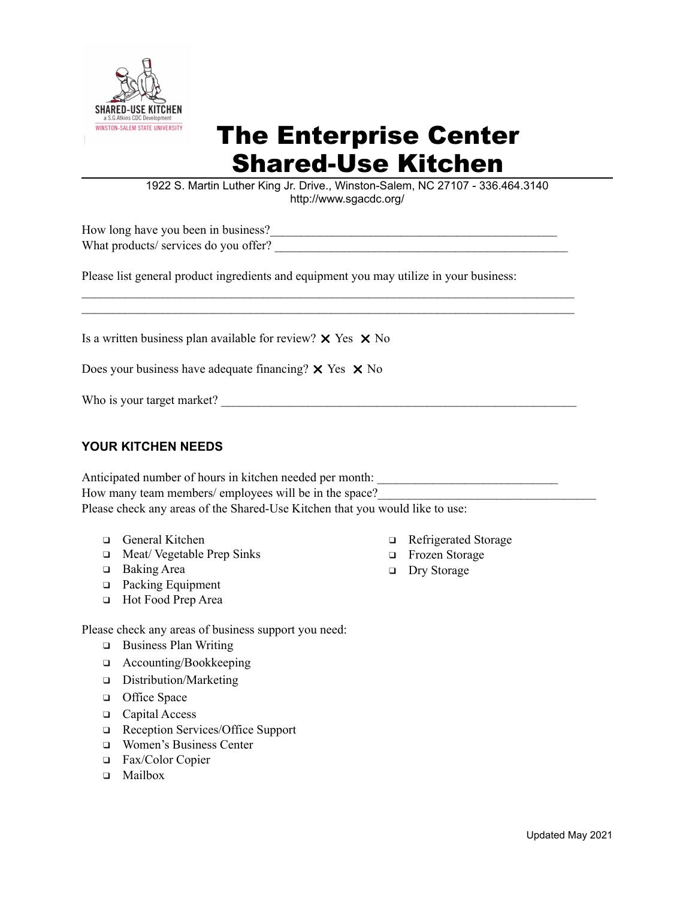# The Enterprise Center Shared-Use Kitchen

1922 S. Martin Luther King Jr. Drive., Winston-Salem, NC 27107 - 336.464.3140
http://www.sgacdc.org/

How long have you been in business?_______________________________________________
What products/ services do you offer? _______________________________________________

Please list general product ingredients and equipment you may utilize in your business:
_____________________________________________________________________________
_____________________________________________________________________________

Is a written business plan available for review? ✕ Yes ✕ No

Does your business have adequate financing? ✕ Yes ✕ No

Who is your target market? _____________________________________________________

## YOUR KITCHEN NEEDS

Anticipated number of hours in kitchen needed per month: ____________________________
How many team members/ employees will be in the space?___________________________________
Please check any areas of the Shared-Use Kitchen that you would like to use:

- ❑ General Kitchen
- ❑ Meat/ Vegetable Prep Sinks
- ❑ Baking Area
- ❑ Packing Equipment
- ❑ Hot Food Prep Area
- ❑ Refrigerated Storage
- ❑ Frozen Storage
- ❑ Dry Storage

Please check any areas of business support you need:

- ❑ Business Plan Writing
- ❑ Accounting/Bookkeeping
- ❑ Distribution/Marketing
- ❑ Office Space
- ❑ Capital Access
- ❑ Reception Services/Office Support
- ❑ Women's Business Center
- ❑ Fax/Color Copier
- ❑ Mailbox

Updated May 2021